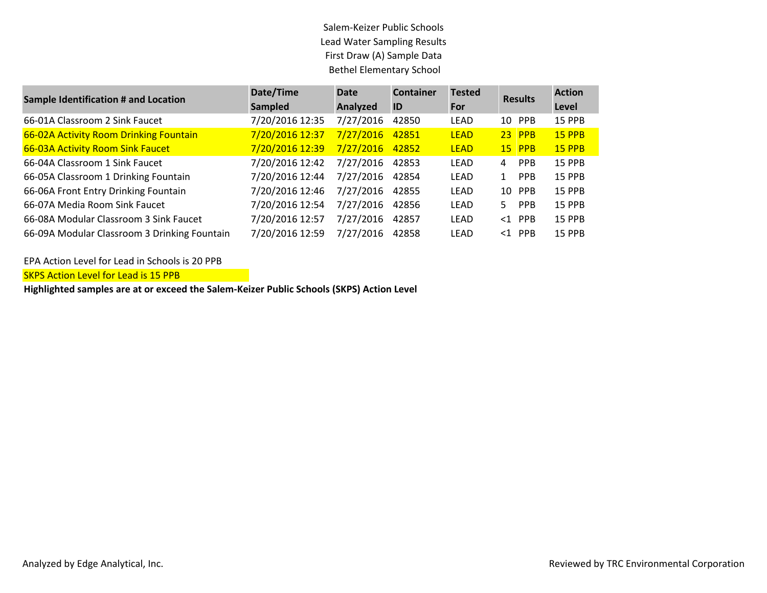Salem-Keizer Public Schools

Lead Water Sampling Results

First Draw (A) Sample Data

Bethel Elementary School

| Sample Identification # and Location | Date/Time Sampled | Date Analyzed | Container ID | Tested For | Results | | Action Level |
|---|---|---|---|---|---|---|---|
| 66-01A Classroom 2 Sink Faucet | 7/20/2016 12:35 | 7/27/2016 | 42850 | LEAD | 10 | PPB | 15 PPB |
| 66-02A Activity Room Drinking Fountain | 7/20/2016 12:37 | 7/27/2016 | 42851 | LEAD | 23 | PPB | 15 PPB |
| 66-03A Activity Room Sink Faucet | 7/20/2016 12:39 | 7/27/2016 | 42852 | LEAD | 15 | PPB | 15 PPB |
| 66-04A Classroom 1 Sink Faucet | 7/20/2016 12:42 | 7/27/2016 | 42853 | LEAD | 4 | PPB | 15 PPB |
| 66-05A Classroom 1 Drinking Fountain | 7/20/2016 12:44 | 7/27/2016 | 42854 | LEAD | 1 | PPB | 15 PPB |
| 66-06A Front Entry Drinking Fountain | 7/20/2016 12:46 | 7/27/2016 | 42855 | LEAD | 10 | PPB | 15 PPB |
| 66-07A Media Room Sink Faucet | 7/20/2016 12:54 | 7/27/2016 | 42856 | LEAD | 5 | PPB | 15 PPB |
| 66-08A Modular Classroom 3 Sink Faucet | 7/20/2016 12:57 | 7/27/2016 | 42857 | LEAD | <1 | PPB | 15 PPB |
| 66-09A Modular Classroom 3 Drinking Fountain | 7/20/2016 12:59 | 7/27/2016 | 42858 | LEAD | <1 | PPB | 15 PPB |

EPA Action Level for Lead in Schools is 20 PPB

SKPS Action Level for Lead is 15 PPB

**Highlighted samples are at or exceed the Salem-Keizer Public Schools (SKPS) Action Level**

Analyzed by Edge Analytical, Inc.

Reviewed by TRC Environmental Corporation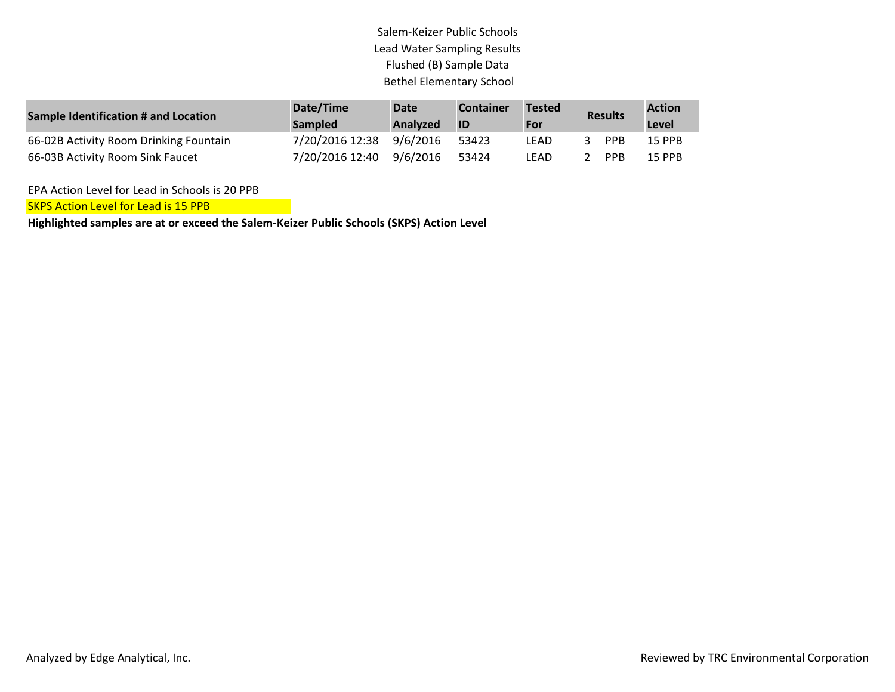# Salem-Keizer Public Schools
## Lead Water Sampling Results
## Flushed (B) Sample Data
## Bethel Elementary School

| Sample Identification # and Location | Date/Time Sampled | Date Analyzed | Container ID | Tested For | Results | | Action Level |
|---|---|---|---|---|---|---|---|
| 66-02B Activity Room Drinking Fountain | 7/20/2016 12:38 | 9/6/2016 | 53423 | LEAD | 3 | PPB | 15 PPB |
| 66-03B Activity Room Sink Faucet | 7/20/2016 12:40 | 9/6/2016 | 53424 | LEAD | 2 | PPB | 15 PPB |

EPA Action Level for Lead in Schools is 20 PPB

SKPS Action Level for Lead is 15 PPB

**Highlighted samples are at or exceed the Salem-Keizer Public Schools (SKPS) Action Level**

Analyzed by Edge Analytical, Inc.

Reviewed by TRC Environmental Corporation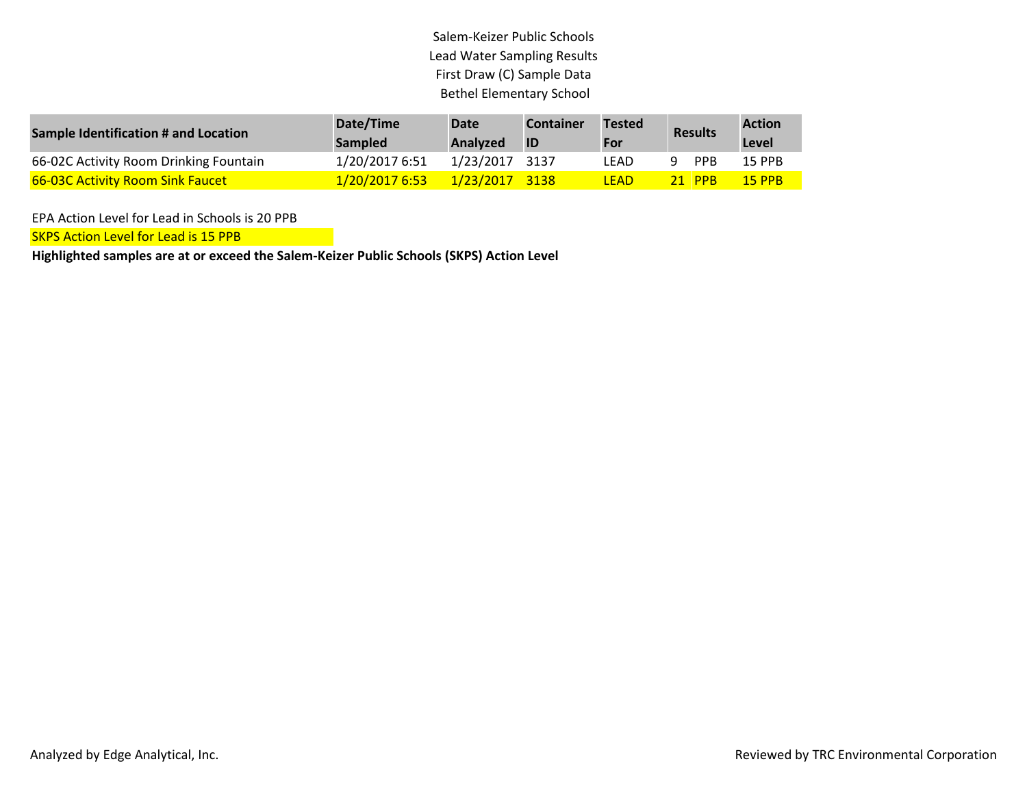Salem-Keizer Public Schools
Lead Water Sampling Results
First Draw (C) Sample Data
Bethel Elementary School

| Sample Identification # and Location | Date/Time Sampled | Date Analyzed | Container ID | Tested For | Results | | Action Level |
|---|---|---|---|---|---|---|---|
| 66-02C Activity Room Drinking Fountain | 1/20/2017 6:51 | 1/23/2017 | 3137 | LEAD | 9 | PPB | 15 PPB |
| 66-03C Activity Room Sink Faucet | 1/20/2017 6:53 | 1/23/2017 | 3138 | LEAD | 21 | PPB | 15 PPB |

EPA Action Level for Lead in Schools is 20 PPB

SKPS Action Level for Lead is 15 PPB

**Highlighted samples are at or exceed the Salem-Keizer Public Schools (SKPS) Action Level**

Analyzed by Edge Analytical, Inc.

Reviewed by TRC Environmental Corporation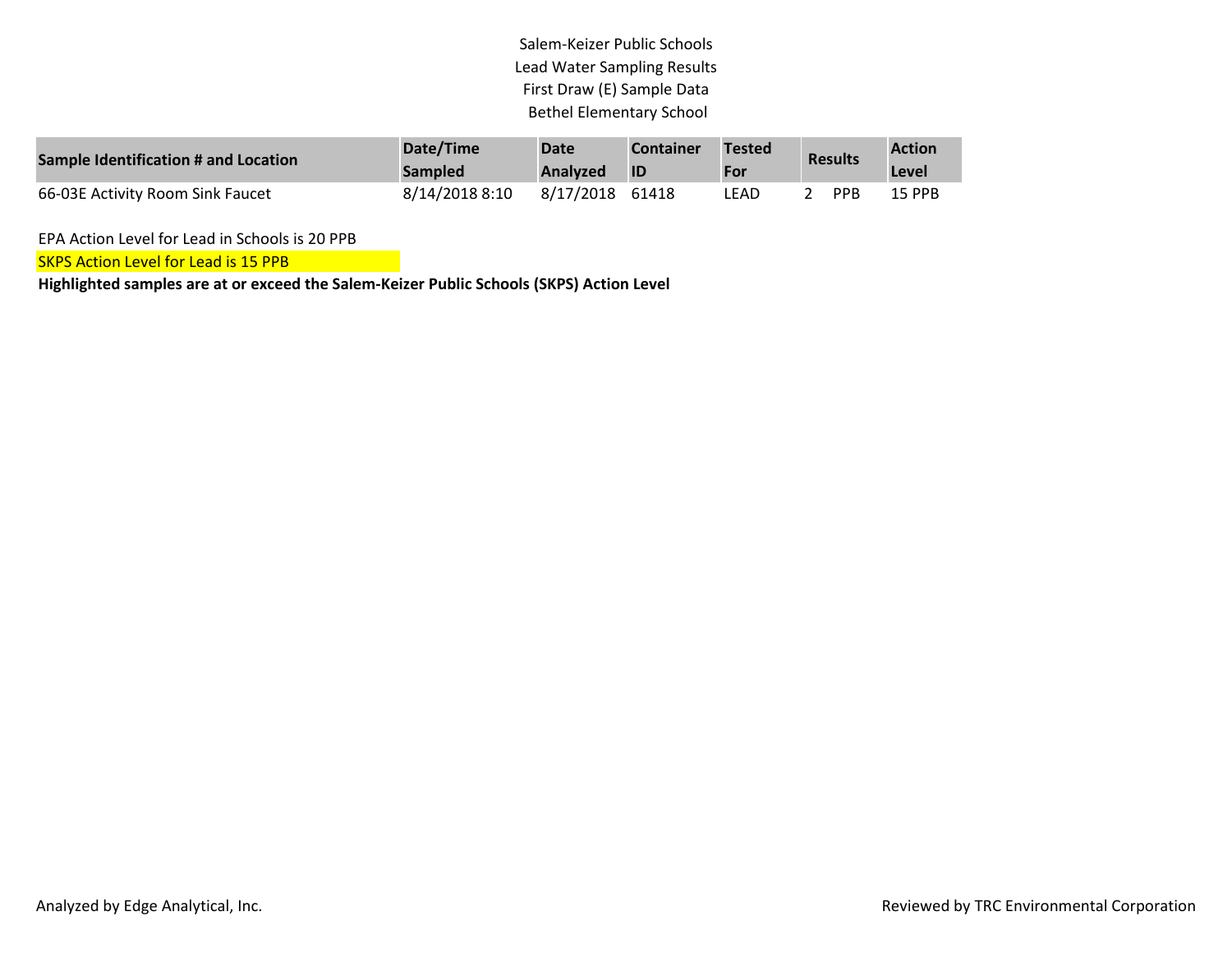Salem-Keizer Public Schools
Lead Water Sampling Results
First Draw (E) Sample Data
Bethel Elementary School

| Sample Identification # and Location | Date/Time Sampled | Date Analyzed | Container ID | Tested For | Results | Action Level |
|---|---|---|---|---|---|---|
| 66-03E Activity Room Sink Faucet | 8/14/2018 8:10 | 8/17/2018 | 61418 | LEAD | 2 PPB | 15 PPB |

EPA Action Level for Lead in Schools is 20 PPB

SKPS Action Level for Lead is 15 PPB

**Highlighted samples are at or exceed the Salem-Keizer Public Schools (SKPS) Action Level**

Analyzed by Edge Analytical, Inc.

Reviewed by TRC Environmental Corporation